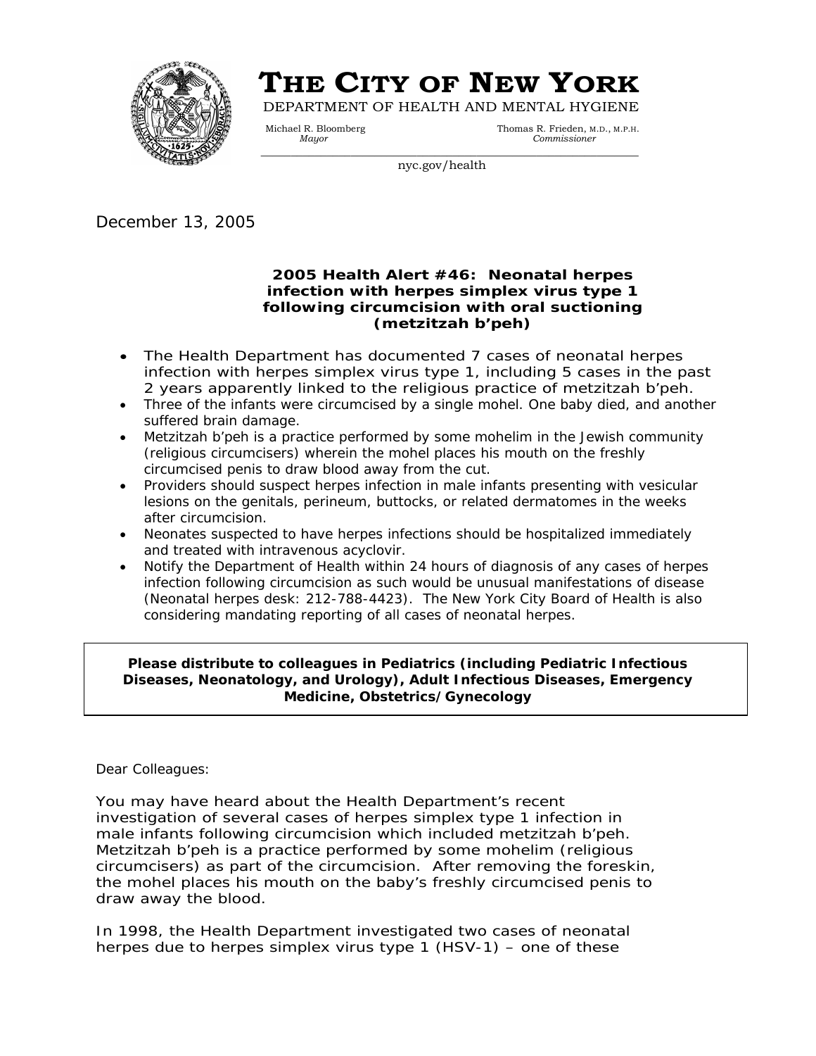# THE CITY OF NEW YORK

DEPARTMENT OF HEALTH AND MENTAL HYGIENE

Michael R. Bloomberg
*Mayor*

Thomas R. Frieden, M.D., M.P.H.
*Commissioner*

nyc.gov/health

December 13, 2005

**2005 Health Alert #46: Neonatal herpes infection with herpes simplex virus type 1 following circumcision with oral suctioning (metzitzah b'peh)**

- The Health Department has documented 7 cases of neonatal herpes infection with herpes simplex virus type 1, including 5 cases in the past 2 years apparently linked to the religious practice of metzitzah b'peh.
- Three of the infants were circumcised by a single mohel. One baby died, and another suffered brain damage.
- Metzitzah b'peh is a practice performed by some mohelim in the Jewish community (religious circumcisers) wherein the mohel places his mouth on the freshly circumcised penis to draw blood away from the cut.
- Providers should suspect herpes infection in male infants presenting with vesicular lesions on the genitals, perineum, buttocks, or related dermatomes in the weeks after circumcision.
- Neonates suspected to have herpes infections should be hospitalized immediately and treated with intravenous acyclovir.
- Notify the Department of Health within 24 hours of diagnosis of any cases of herpes infection following circumcision as such would be unusual manifestations of disease (Neonatal herpes desk: 212-788-4423). The New York City Board of Health is also considering mandating reporting of all cases of neonatal herpes.

**Please distribute to colleagues in Pediatrics (including Pediatric Infectious Diseases, Neonatology, and Urology), Adult Infectious Diseases, Emergency Medicine, Obstetrics/Gynecology**

Dear Colleagues:

You may have heard about the Health Department's recent investigation of several cases of herpes simplex type 1 infection in male infants following circumcision which included metzitzah b'peh. Metzitzah b'peh is a practice performed by some mohelim (religious circumcisers) as part of the circumcision. After removing the foreskin, the mohel places his mouth on the baby's freshly circumcised penis to draw away the blood.

In 1998, the Health Department investigated two cases of neonatal herpes due to herpes simplex virus type 1 (HSV-1) – one of these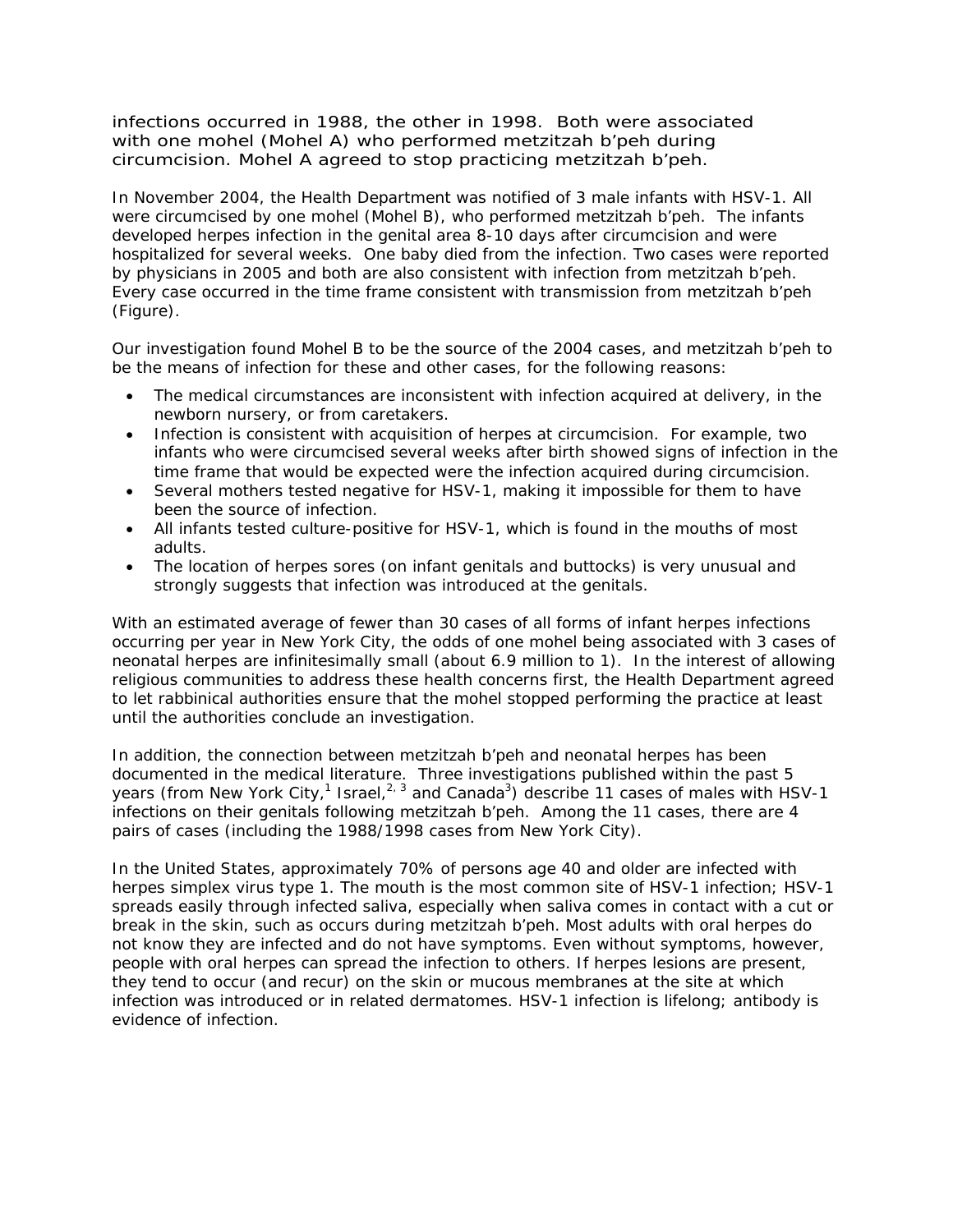infections occurred in 1988, the other in 1998. Both were associated with one mohel (Mohel A) who performed metzitzah b'peh during circumcision. Mohel A agreed to stop practicing metzitzah b'peh.

In November 2004, the Health Department was notified of 3 male infants with HSV-1. All were circumcised by one mohel (Mohel B), who performed metzitzah b'peh. The infants developed herpes infection in the genital area 8-10 days after circumcision and were hospitalized for several weeks. One baby died from the infection. Two cases were reported by physicians in 2005 and both are also consistent with infection from metzitzah b'peh. Every case occurred in the time frame consistent with transmission from metzitzah b'peh (Figure).

Our investigation found Mohel B to be the source of the 2004 cases, and metzitzah b'peh to be the means of infection for these and other cases, for the following reasons:

- The medical circumstances are inconsistent with infection acquired at delivery, in the newborn nursery, or from caretakers.
- Infection is consistent with acquisition of herpes at circumcision. For example, two infants who were circumcised several weeks after birth showed signs of infection in the time frame that would be expected were the infection acquired during circumcision.
- Several mothers tested negative for HSV-1, making it impossible for them to have been the source of infection.
- All infants tested culture-positive for HSV-1, which is found in the mouths of most adults.
- The location of herpes sores (on infant genitals and buttocks) is very unusual and strongly suggests that infection was introduced at the genitals.

With an estimated average of fewer than 30 cases of all forms of infant herpes infections occurring per year in New York City, the odds of one mohel being associated with 3 cases of neonatal herpes are infinitesimally small (about 6.9 million to 1). In the interest of allowing religious communities to address these health concerns first, the Health Department agreed to let rabbinical authorities ensure that the mohel stopped performing the practice at least until the authorities conclude an investigation.

In addition, the connection between metzitzah b'peh and neonatal herpes has been documented in the medical literature. Three investigations published within the past 5 years (from New York City,[1] Israel,[2, 3] and Canada[3]) describe 11 cases of males with HSV-1 infections on their genitals following metzitzah b'peh. Among the 11 cases, there are 4 pairs of cases (including the 1988/1998 cases from New York City).

In the United States, approximately 70% of persons age 40 and older are infected with herpes simplex virus type 1. The mouth is the most common site of HSV-1 infection; HSV-1 spreads easily through infected saliva, especially when saliva comes in contact with a cut or break in the skin, such as occurs during metzitzah b'peh. Most adults with oral herpes do not know they are infected and do not have symptoms. Even without symptoms, however, people with oral herpes can spread the infection to others. If herpes lesions are present, they tend to occur (and recur) on the skin or mucous membranes at the site at which infection was introduced or in related dermatomes. HSV-1 infection is lifelong; antibody is evidence of infection.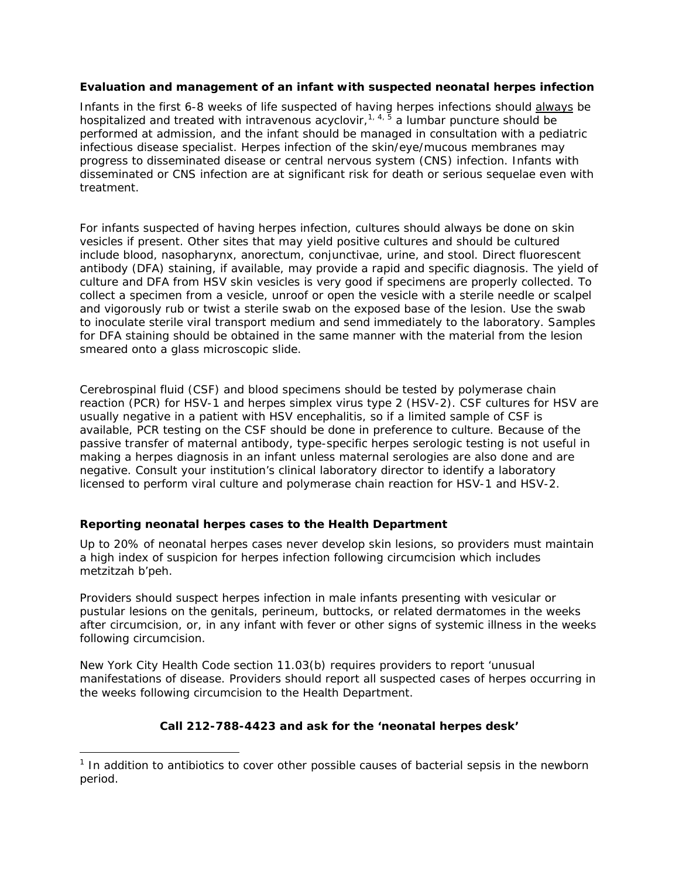**Evaluation and management of an infant with suspected neonatal herpes infection**

Infants in the first 6-8 weeks of life suspected of having herpes infections should always be hospitalized and treated with intravenous acyclovir,[1, 4, 5] a lumbar puncture should be performed at admission, and the infant should be managed in consultation with a pediatric infectious disease specialist. Herpes infection of the skin/eye/mucous membranes may progress to disseminated disease or central nervous system (CNS) infection. Infants with disseminated or CNS infection are at significant risk for death or serious sequelae even with treatment.

For infants suspected of having herpes infection, cultures should always be done on skin vesicles if present. Other sites that may yield positive cultures and should be cultured include blood, nasopharynx, anorectum, conjunctivae, urine, and stool. Direct fluorescent antibody (DFA) staining, if available, may provide a rapid and specific diagnosis. The yield of culture and DFA from HSV skin vesicles is very good if specimens are properly collected. To collect a specimen from a vesicle, unroof or open the vesicle with a sterile needle or scalpel and vigorously rub or twist a sterile swab on the exposed base of the lesion. Use the swab to inoculate sterile viral transport medium and send immediately to the laboratory. Samples for DFA staining should be obtained in the same manner with the material from the lesion smeared onto a glass microscopic slide.

Cerebrospinal fluid (CSF) and blood specimens should be tested by polymerase chain reaction (PCR) for HSV-1 and herpes simplex virus type 2 (HSV-2). CSF cultures for HSV are usually negative in a patient with HSV encephalitis, so if a limited sample of CSF is available, PCR testing on the CSF should be done in preference to culture. Because of the passive transfer of maternal antibody, type-specific herpes serologic testing is not useful in making a herpes diagnosis in an infant unless maternal serologies are also done and are negative. Consult your institution's clinical laboratory director to identify a laboratory licensed to perform viral culture and polymerase chain reaction for HSV-1 and HSV-2.

**Reporting neonatal herpes cases to the Health Department**

Up to 20% of neonatal herpes cases never develop skin lesions, so providers must maintain a high index of suspicion for herpes infection following circumcision which includes metzitzah b'peh.

Providers should suspect herpes infection in male infants presenting with vesicular or pustular lesions on the genitals, perineum, buttocks, or related dermatomes in the weeks after circumcision, or, in any infant with fever or other signs of systemic illness in the weeks following circumcision.

New York City Health Code section 11.03(b) requires providers to report 'unusual manifestations of disease. Providers should report all suspected cases of herpes occurring in the weeks following circumcision to the Health Department.

**Call 212-788-4423 and ask for the 'neonatal herpes desk'**

---

[1] In addition to antibiotics to cover other possible causes of bacterial sepsis in the newborn period.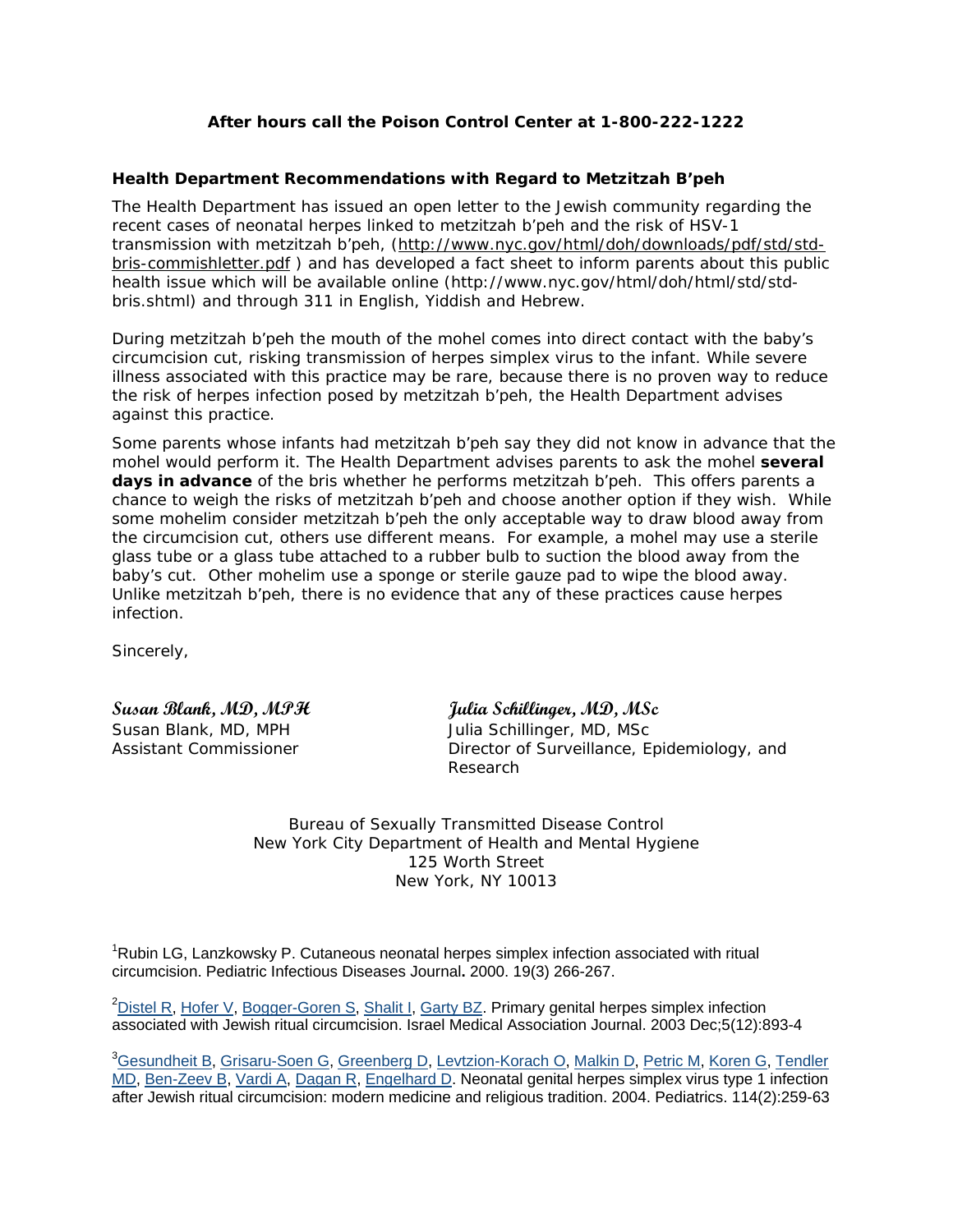**After hours call the Poison Control Center at 1-800-222-1222**

**Health Department Recommendations with Regard to Metzitzah B'peh**

The Health Department has issued an open letter to the Jewish community regarding the recent cases of neonatal herpes linked to metzitzah b'peh and the risk of HSV-1 transmission with metzitzah b'peh, (http://www.nyc.gov/html/doh/downloads/pdf/std/std-bris-commishletter.pdf ) and has developed a fact sheet to inform parents about this public health issue which will be available online (http://www.nyc.gov/html/doh/html/std/std-bris.shtml) and through 311 in English, Yiddish and Hebrew.

During metzitzah b'peh the mouth of the mohel comes into direct contact with the baby's circumcision cut, risking transmission of herpes simplex virus to the infant. While severe illness associated with this practice may be rare, because there is no proven way to reduce the risk of herpes infection posed by metzitzah b'peh, the Health Department advises against this practice.

Some parents whose infants had metzitzah b'peh say they did not know in advance that the mohel would perform it. The Health Department advises parents to ask the mohel **several days in advance** of the bris whether he performs metzitzah b'peh. This offers parents a chance to weigh the risks of metzitzah b'peh and choose another option if they wish. While some mohelim consider metzitzah b'peh the only acceptable way to draw blood away from the circumcision cut, others use different means. For example, a mohel may use a sterile glass tube or a glass tube attached to a rubber bulb to suction the blood away from the baby's cut. Other mohelim use a sponge or sterile gauze pad to wipe the blood away. Unlike metzitzah b'peh, there is no evidence that any of these practices cause herpes infection.

Sincerely,

*Susan Blank, MD, MPH*
Susan Blank, MD, MPH
Assistant Commissioner

*Julia Schillinger, MD, MSc*
Julia Schillinger, MD, MSc
Director of Surveillance, Epidemiology, and Research

Bureau of Sexually Transmitted Disease Control
New York City Department of Health and Mental Hygiene
125 Worth Street
New York, NY 10013

[1] Rubin LG, Lanzkowsky P. Cutaneous neonatal herpes simplex infection associated with ritual circumcision. Pediatric Infectious Diseases Journal**.** 2000. 19(3) 266-267.

[2] Distel R, Hofer V, Bogger-Goren S, Shalit I, Garty BZ. Primary genital herpes simplex infection associated with Jewish ritual circumcision. Israel Medical Association Journal. 2003 Dec;5(12):893-4

[3] Gesundheit B, Grisaru-Soen G, Greenberg D, Levtzion-Korach O, Malkin D, Petric M, Koren G, Tendler MD, Ben-Zeev B, Vardi A, Dagan R, Engelhard D. Neonatal genital herpes simplex virus type 1 infection after Jewish ritual circumcision: modern medicine and religious tradition. 2004. Pediatrics. 114(2):259-63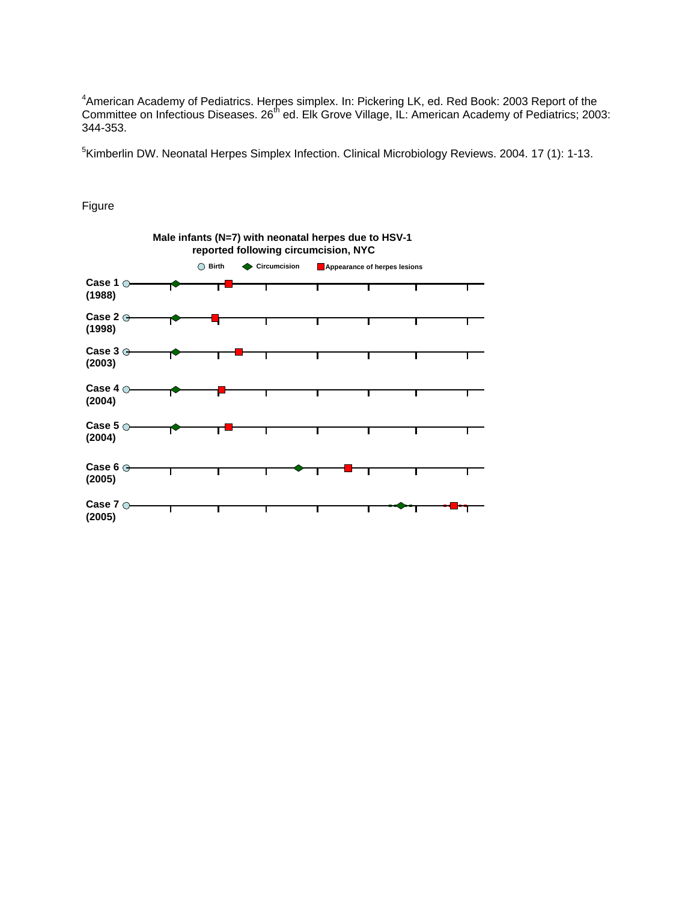[4]American Academy of Pediatrics. Herpes simplex. In: Pickering LK, ed. Red Book: 2003 Report of the Committee on Infectious Diseases. 26th ed. Elk Grove Village, IL: American Academy of Pediatrics; 2003: 344-353.

[5]Kimberlin DW. Neonatal Herpes Simplex Infection. Clinical Microbiology Reviews. 2004. 17 (1): 1-13.

Figure

**Male infants (N=7) with neonatal herpes due to HSV-1 reported following circumcision, NYC**

Birth
Circumcision
Appearance of herpes lesions

Case 1 (1988)
Case 2 (1998)
Case 3 (2003)
Case 4 (2004)
Case 5 (2004)
Case 6 (2005)
Case 7 (2005)